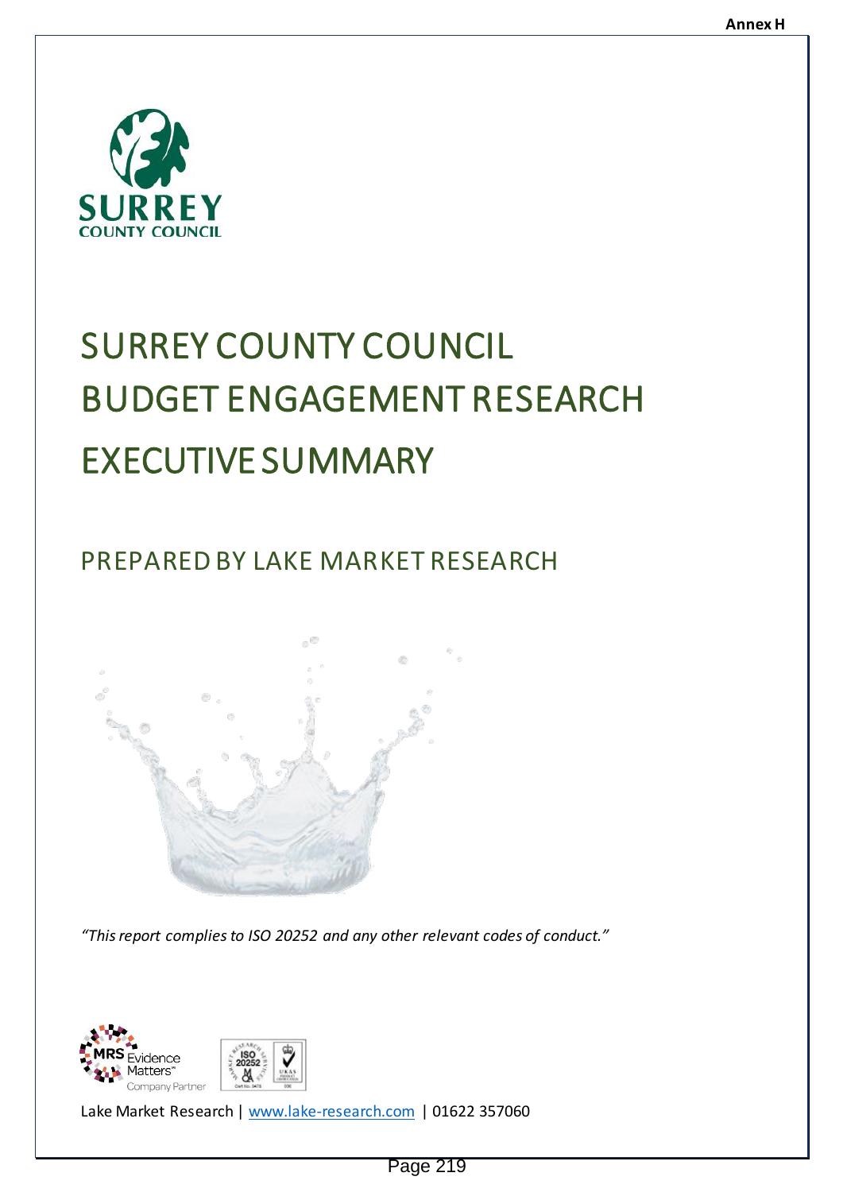Annex H

SURREY COUNTY COUNCIL

# SURREY COUNTY COUNCIL BUDGET ENGAGEMENT RESEARCH EXECUTIVE SUMMARY

## PREPARED BY LAKE MARKET RESEARCH

*"This report complies to ISO 20252 and any other relevant codes of conduct."*

Lake Market Research | www.lake-research.com | 01622 357060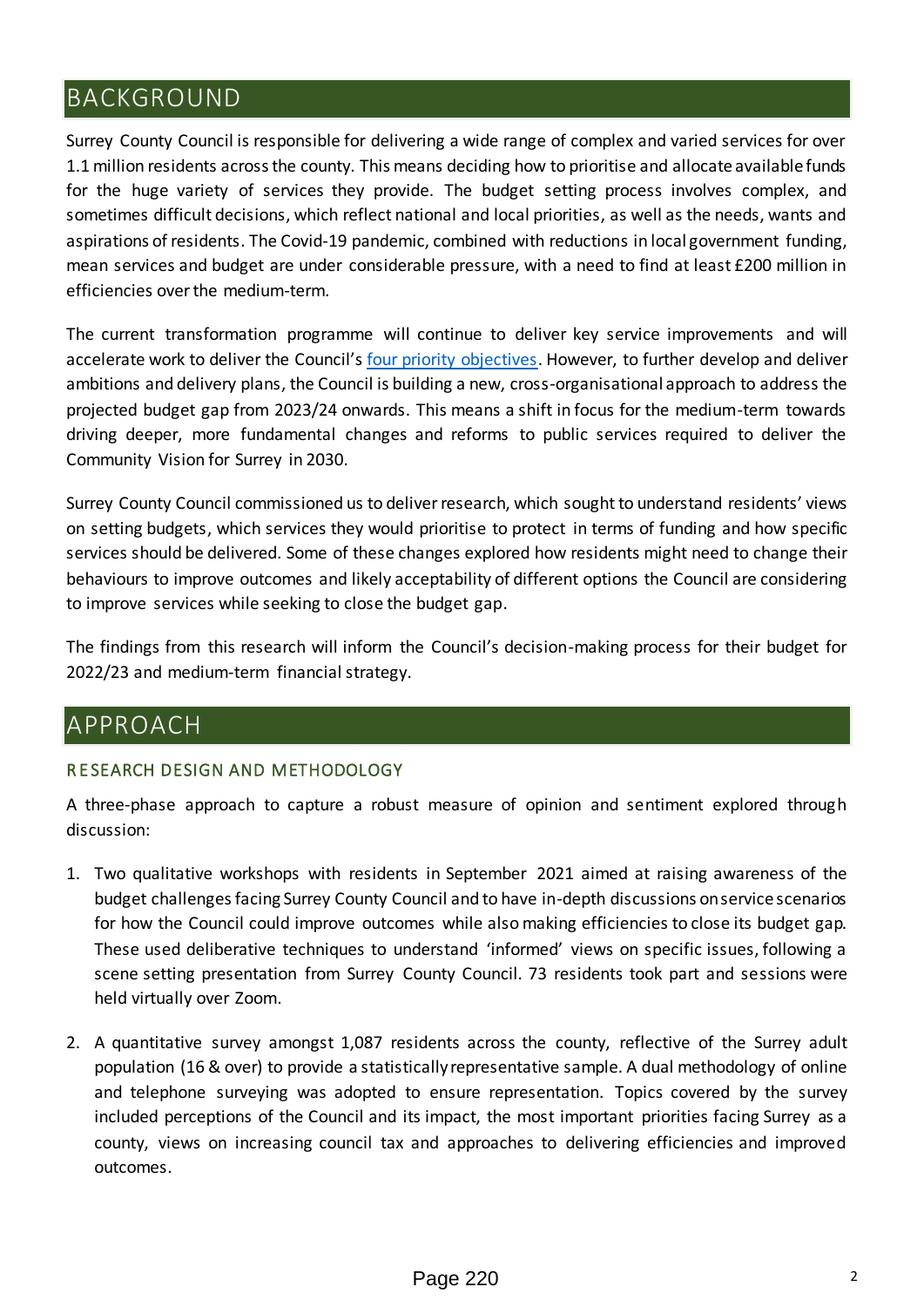## BACKGROUND

Surrey County Council is responsible for delivering a wide range of complex and varied services for over 1.1 million residents across the county. This means deciding how to prioritise and allocate available funds for the huge variety of services they provide. The budget setting process involves complex, and sometimes difficult decisions, which reflect national and local priorities, as well as the needs, wants and aspirations of residents. The Covid-19 pandemic, combined with reductions in local government funding, mean services and budget are under considerable pressure, with a need to find at least £200 million in efficiencies over the medium-term.

The current transformation programme will continue to deliver key service improvements and will accelerate work to deliver the Council's [four priority objectives](). However, to further develop and deliver ambitions and delivery plans, the Council is building a new, cross-organisational approach to address the projected budget gap from 2023/24 onwards. This means a shift in focus for the medium-term towards driving deeper, more fundamental changes and reforms to public services required to deliver the Community Vision for Surrey in 2030.

Surrey County Council commissioned us to deliver research, which sought to understand residents' views on setting budgets, which services they would prioritise to protect in terms of funding and how specific services should be delivered. Some of these changes explored how residents might need to change their behaviours to improve outcomes and likely acceptability of different options the Council are considering to improve services while seeking to close the budget gap.

The findings from this research will inform the Council's decision-making process for their budget for 2022/23 and medium-term financial strategy.

## APPROACH

### RESEARCH DESIGN AND METHODOLOGY

A three-phase approach to capture a robust measure of opinion and sentiment explored through discussion:

1. Two qualitative workshops with residents in September 2021 aimed at raising awareness of the budget challenges facing Surrey County Council and to have in-depth discussions on service scenarios for how the Council could improve outcomes while also making efficiencies to close its budget gap. These used deliberative techniques to understand 'informed' views on specific issues, following a scene setting presentation from Surrey County Council. 73 residents took part and sessions were held virtually over Zoom.

2. A quantitative survey amongst 1,087 residents across the county, reflective of the Surrey adult population (16 & over) to provide a statistically representative sample. A dual methodology of online and telephone surveying was adopted to ensure representation. Topics covered by the survey included perceptions of the Council and its impact, the most important priorities facing Surrey as a county, views on increasing council tax and approaches to delivering efficiencies and improved outcomes.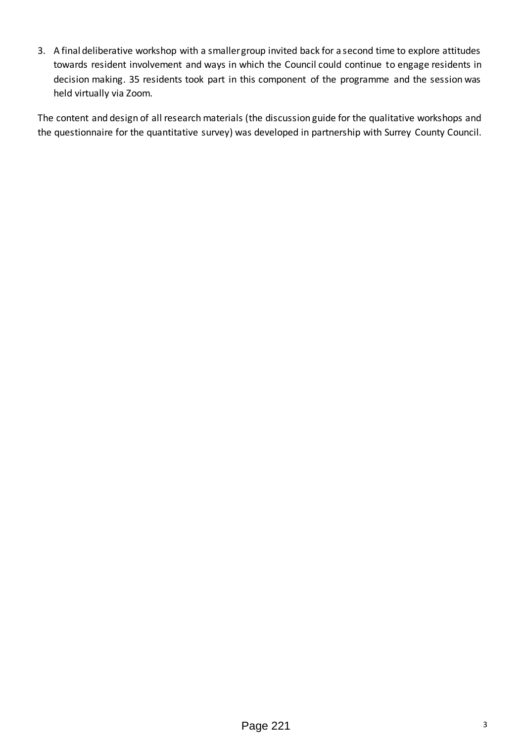3. A final deliberative workshop with a smaller group invited back for a second time to explore attitudes towards resident involvement and ways in which the Council could continue to engage residents in decision making. 35 residents took part in this component of the programme and the session was held virtually via Zoom.

The content and design of all research materials (the discussion guide for the qualitative workshops and the questionnaire for the quantitative survey) was developed in partnership with Surrey County Council.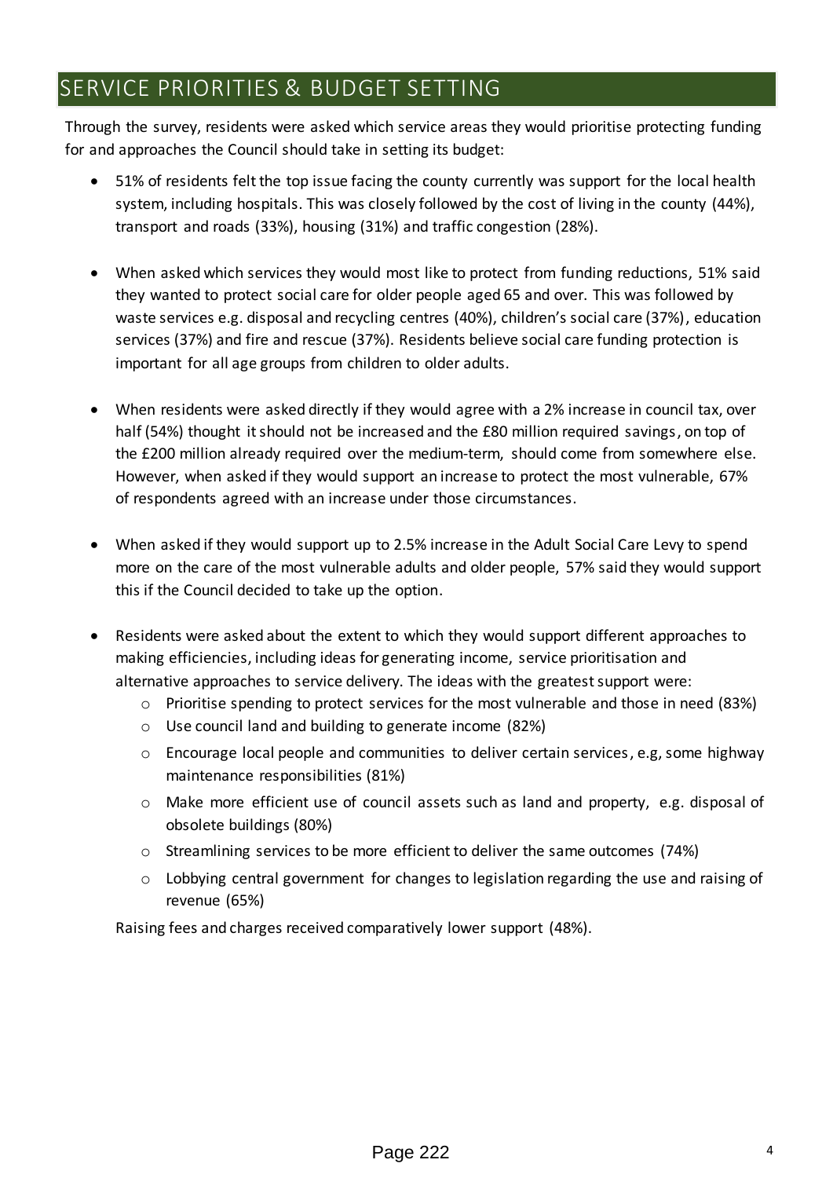## SERVICE PRIORITIES & BUDGET SETTING

Through the survey, residents were asked which service areas they would prioritise protecting funding for and approaches the Council should take in setting its budget:

- 51% of residents felt the top issue facing the county currently was support for the local health system, including hospitals. This was closely followed by the cost of living in the county (44%), transport and roads (33%), housing (31%) and traffic congestion (28%).
- When asked which services they would most like to protect from funding reductions, 51% said they wanted to protect social care for older people aged 65 and over. This was followed by waste services e.g. disposal and recycling centres (40%), children's social care (37%), education services (37%) and fire and rescue (37%). Residents believe social care funding protection is important for all age groups from children to older adults.
- When residents were asked directly if they would agree with a 2% increase in council tax, over half (54%) thought it should not be increased and the £80 million required savings, on top of the £200 million already required over the medium-term, should come from somewhere else. However, when asked if they would support an increase to protect the most vulnerable, 67% of respondents agreed with an increase under those circumstances.
- When asked if they would support up to 2.5% increase in the Adult Social Care Levy to spend more on the care of the most vulnerable adults and older people, 57% said they would support this if the Council decided to take up the option.
- Residents were asked about the extent to which they would support different approaches to making efficiencies, including ideas for generating income, service prioritisation and alternative approaches to service delivery. The ideas with the greatest support were:
  - Prioritise spending to protect services for the most vulnerable and those in need (83%)
  - Use council land and building to generate income (82%)
  - Encourage local people and communities to deliver certain services, e.g, some highway maintenance responsibilities (81%)
  - Make more efficient use of council assets such as land and property, e.g. disposal of obsolete buildings (80%)
  - Streamlining services to be more efficient to deliver the same outcomes (74%)
  - Lobbying central government for changes to legislation regarding the use and raising of revenue (65%)

  Raising fees and charges received comparatively lower support (48%).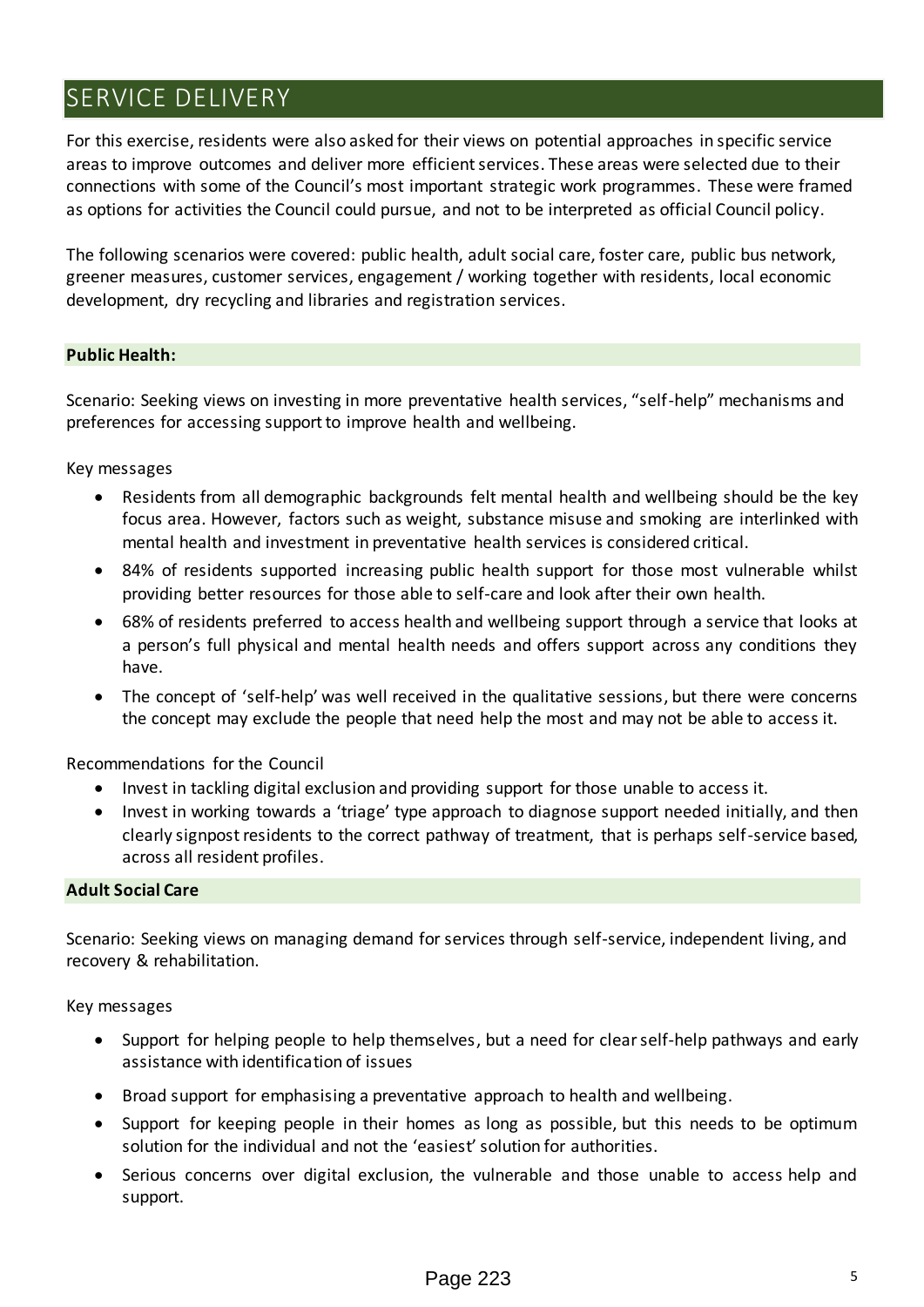## SERVICE DELIVERY

For this exercise, residents were also asked for their views on potential approaches in specific service areas to improve outcomes and deliver more efficient services. These areas were selected due to their connections with some of the Council's most important strategic work programmes. These were framed as options for activities the Council could pursue, and not to be interpreted as official Council policy.

The following scenarios were covered: public health, adult social care, foster care, public bus network, greener measures, customer services, engagement / working together with residents, local economic development, dry recycling and libraries and registration services.

### Public Health:

Scenario: Seeking views on investing in more preventative health services, "self-help" mechanisms and preferences for accessing support to improve health and wellbeing.

Key messages

- Residents from all demographic backgrounds felt mental health and wellbeing should be the key focus area. However, factors such as weight, substance misuse and smoking are interlinked with mental health and investment in preventative health services is considered critical.
- 84% of residents supported increasing public health support for those most vulnerable whilst providing better resources for those able to self-care and look after their own health.
- 68% of residents preferred to access health and wellbeing support through a service that looks at a person's full physical and mental health needs and offers support across any conditions they have.
- The concept of 'self-help' was well received in the qualitative sessions, but there were concerns the concept may exclude the people that need help the most and may not be able to access it.

Recommendations for the Council

- Invest in tackling digital exclusion and providing support for those unable to access it.
- Invest in working towards a 'triage' type approach to diagnose support needed initially, and then clearly signpost residents to the correct pathway of treatment, that is perhaps self-service based, across all resident profiles.

### Adult Social Care

Scenario: Seeking views on managing demand for services through self-service, independent living, and recovery & rehabilitation.

Key messages

- Support for helping people to help themselves, but a need for clear self-help pathways and early assistance with identification of issues
- Broad support for emphasising a preventative approach to health and wellbeing.
- Support for keeping people in their homes as long as possible, but this needs to be optimum solution for the individual and not the 'easiest' solution for authorities.
- Serious concerns over digital exclusion, the vulnerable and those unable to access help and support.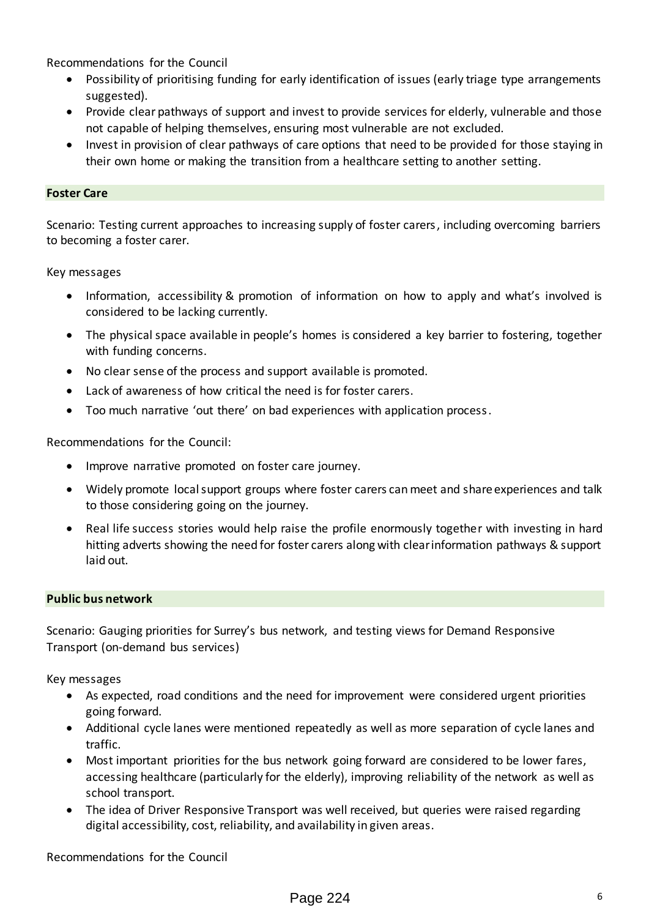Recommendations for the Council

- Possibility of prioritising funding for early identification of issues (early triage type arrangements suggested).
- Provide clear pathways of support and invest to provide services for elderly, vulnerable and those not capable of helping themselves, ensuring most vulnerable are not excluded.
- Invest in provision of clear pathways of care options that need to be provided for those staying in their own home or making the transition from a healthcare setting to another setting.

**Foster Care**

Scenario: Testing current approaches to increasing supply of foster carers, including overcoming barriers to becoming a foster carer.

Key messages

- Information, accessibility & promotion of information on how to apply and what's involved is considered to be lacking currently.
- The physical space available in people's homes is considered a key barrier to fostering, together with funding concerns.
- No clear sense of the process and support available is promoted.
- Lack of awareness of how critical the need is for foster carers.
- Too much narrative 'out there' on bad experiences with application process.

Recommendations for the Council:

- Improve narrative promoted on foster care journey.
- Widely promote local support groups where foster carers can meet and share experiences and talk to those considering going on the journey.
- Real life success stories would help raise the profile enormously together with investing in hard hitting adverts showing the need for foster carers along with clear information pathways & support laid out.

**Public bus network**

Scenario: Gauging priorities for Surrey's bus network, and testing views for Demand Responsive Transport (on-demand bus services)

Key messages

- As expected, road conditions and the need for improvement were considered urgent priorities going forward.
- Additional cycle lanes were mentioned repeatedly as well as more separation of cycle lanes and traffic.
- Most important priorities for the bus network going forward are considered to be lower fares, accessing healthcare (particularly for the elderly), improving reliability of the network as well as school transport.
- The idea of Driver Responsive Transport was well received, but queries were raised regarding digital accessibility, cost, reliability, and availability in given areas.

Recommendations for the Council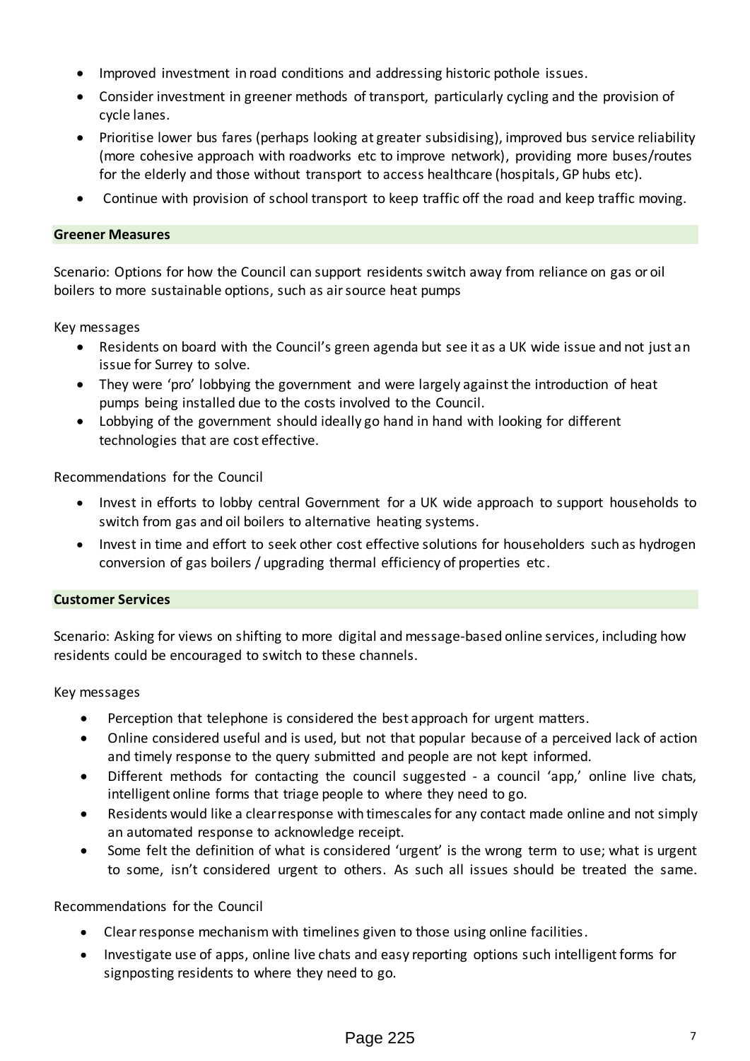- Improved investment in road conditions and addressing historic pothole issues.
- Consider investment in greener methods of transport, particularly cycling and the provision of cycle lanes.
- Prioritise lower bus fares (perhaps looking at greater subsidising), improved bus service reliability (more cohesive approach with roadworks etc to improve network), providing more buses/routes for the elderly and those without transport to access healthcare (hospitals, GP hubs etc).
- Continue with provision of school transport to keep traffic off the road and keep traffic moving.

**Greener Measures**

Scenario: Options for how the Council can support residents switch away from reliance on gas or oil boilers to more sustainable options, such as air source heat pumps

Key messages

- Residents on board with the Council's green agenda but see it as a UK wide issue and not just an issue for Surrey to solve.
- They were 'pro' lobbying the government and were largely against the introduction of heat pumps being installed due to the costs involved to the Council.
- Lobbying of the government should ideally go hand in hand with looking for different technologies that are cost effective.

Recommendations for the Council

- Invest in efforts to lobby central Government for a UK wide approach to support households to switch from gas and oil boilers to alternative heating systems.
- Invest in time and effort to seek other cost effective solutions for householders such as hydrogen conversion of gas boilers / upgrading thermal efficiency of properties etc.

**Customer Services**

Scenario: Asking for views on shifting to more digital and message-based online services, including how residents could be encouraged to switch to these channels.

Key messages

- Perception that telephone is considered the best approach for urgent matters.
- Online considered useful and is used, but not that popular because of a perceived lack of action and timely response to the query submitted and people are not kept informed.
- Different methods for contacting the council suggested - a council 'app,' online live chats, intelligent online forms that triage people to where they need to go.
- Residents would like a clear response with timescales for any contact made online and not simply an automated response to acknowledge receipt.
- Some felt the definition of what is considered 'urgent' is the wrong term to use; what is urgent to some, isn't considered urgent to others. As such all issues should be treated the same.

Recommendations for the Council

- Clear response mechanism with timelines given to those using online facilities.
- Investigate use of apps, online live chats and easy reporting options such intelligent forms for signposting residents to where they need to go.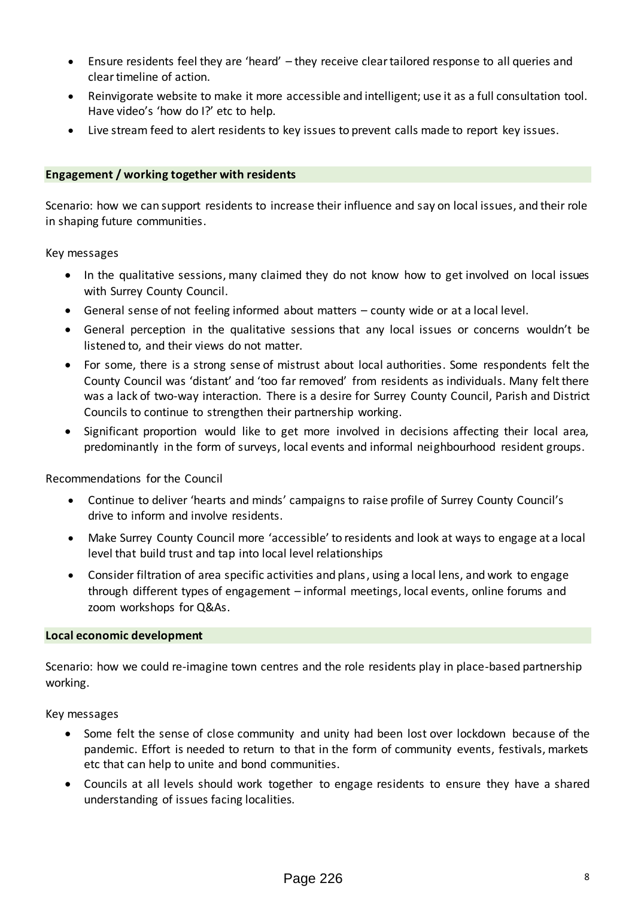- Ensure residents feel they are 'heard' – they receive clear tailored response to all queries and clear timeline of action.
- Reinvigorate website to make it more accessible and intelligent; use it as a full consultation tool. Have video's 'how do I?' etc to help.
- Live stream feed to alert residents to key issues to prevent calls made to report key issues.

### Engagement / working together with residents

Scenario: how we can support residents to increase their influence and say on local issues, and their role in shaping future communities.

Key messages

- In the qualitative sessions, many claimed they do not know how to get involved on local issues with Surrey County Council.
- General sense of not feeling informed about matters – county wide or at a local level.
- General perception in the qualitative sessions that any local issues or concerns wouldn't be listened to, and their views do not matter.
- For some, there is a strong sense of mistrust about local authorities. Some respondents felt the County Council was 'distant' and 'too far removed' from residents as individuals. Many felt there was a lack of two-way interaction. There is a desire for Surrey County Council, Parish and District Councils to continue to strengthen their partnership working.
- Significant proportion would like to get more involved in decisions affecting their local area, predominantly in the form of surveys, local events and informal neighbourhood resident groups.

Recommendations for the Council

- Continue to deliver 'hearts and minds' campaigns to raise profile of Surrey County Council's drive to inform and involve residents.
- Make Surrey County Council more 'accessible' to residents and look at ways to engage at a local level that build trust and tap into local level relationships
- Consider filtration of area specific activities and plans, using a local lens, and work to engage through different types of engagement – informal meetings, local events, online forums and zoom workshops for Q&As.

### Local economic development

Scenario: how we could re-imagine town centres and the role residents play in place-based partnership working.

Key messages

- Some felt the sense of close community and unity had been lost over lockdown because of the pandemic. Effort is needed to return to that in the form of community events, festivals, markets etc that can help to unite and bond communities.
- Councils at all levels should work together to engage residents to ensure they have a shared understanding of issues facing localities.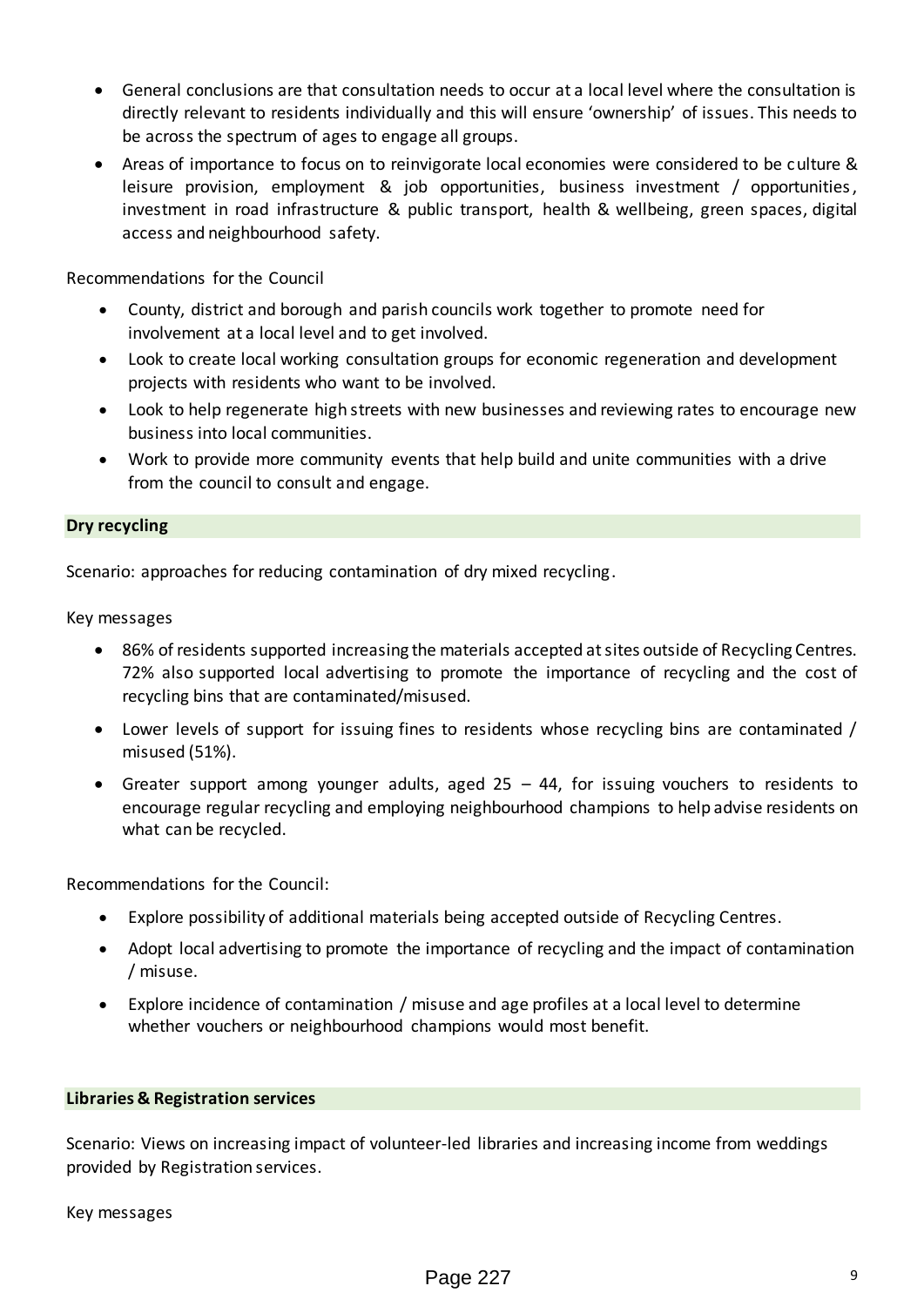- General conclusions are that consultation needs to occur at a local level where the consultation is directly relevant to residents individually and this will ensure 'ownership' of issues. This needs to be across the spectrum of ages to engage all groups.
- Areas of importance to focus on to reinvigorate local economies were considered to be culture & leisure provision, employment & job opportunities, business investment / opportunities, investment in road infrastructure & public transport, health & wellbeing, green spaces, digital access and neighbourhood safety.

Recommendations for the Council

- County, district and borough and parish councils work together to promote need for involvement at a local level and to get involved.
- Look to create local working consultation groups for economic regeneration and development projects with residents who want to be involved.
- Look to help regenerate high streets with new businesses and reviewing rates to encourage new business into local communities.
- Work to provide more community events that help build and unite communities with a drive from the council to consult and engage.

### Dry recycling

Scenario: approaches for reducing contamination of dry mixed recycling.

Key messages

- 86% of residents supported increasing the materials accepted at sites outside of Recycling Centres. 72% also supported local advertising to promote the importance of recycling and the cost of recycling bins that are contaminated/misused.
- Lower levels of support for issuing fines to residents whose recycling bins are contaminated / misused (51%).
- Greater support among younger adults, aged 25 – 44, for issuing vouchers to residents to encourage regular recycling and employing neighbourhood champions to help advise residents on what can be recycled.

Recommendations for the Council:

- Explore possibility of additional materials being accepted outside of Recycling Centres.
- Adopt local advertising to promote the importance of recycling and the impact of contamination / misuse.
- Explore incidence of contamination / misuse and age profiles at a local level to determine whether vouchers or neighbourhood champions would most benefit.

### Libraries & Registration services

Scenario: Views on increasing impact of volunteer-led libraries and increasing income from weddings provided by Registration services.

Key messages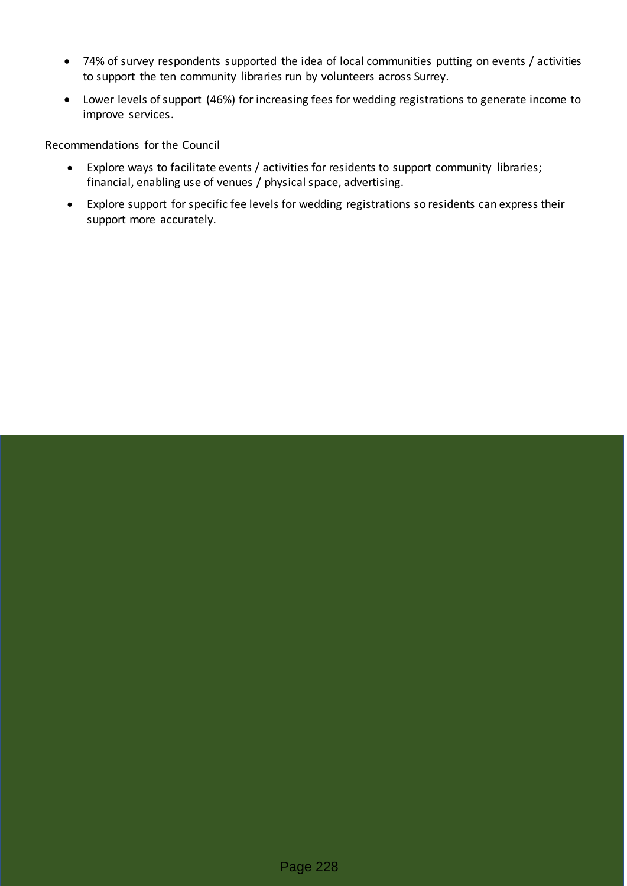- 74% of survey respondents supported the idea of local communities putting on events / activities to support the ten community libraries run by volunteers across Surrey.
- Lower levels of support (46%) for increasing fees for wedding registrations to generate income to improve services.

Recommendations for the Council

- Explore ways to facilitate events / activities for residents to support community libraries; financial, enabling use of venues / physical space, advertising.
- Explore support for specific fee levels for wedding registrations so residents can express their support more accurately.